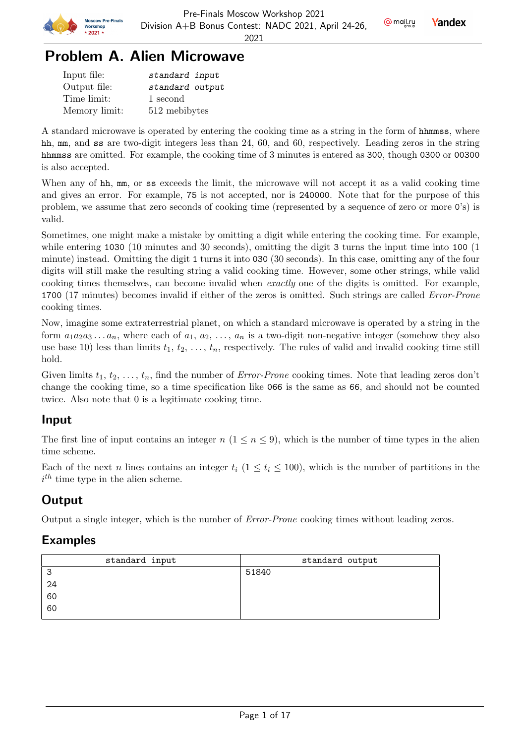# Problem A. Alien Microwave

| | |
|---|---|
| Input file: | *standard input* |
| Output file: | *standard output* |
| Time limit: | 1 second |
| Memory limit: | 512 mebibytes |

A standard microwave is operated by entering the cooking time as a string in the form of `hhmmss`, where `hh`, `mm`, and `ss` are two-digit integers less than 24, 60, and 60, respectively. Leading zeros in the string `hhmmss` are omitted. For example, the cooking time of 3 minutes is entered as `300`, though `0300` or `00300` is also accepted.

When any of `hh`, `mm`, or `ss` exceeds the limit, the microwave will not accept it as a valid cooking time and gives an error. For example, `75` is not accepted, nor is `240000`. Note that for the purpose of this problem, we assume that zero seconds of cooking time (represented by a sequence of zero or more `0`'s) is valid.

Sometimes, one might make a mistake by omitting a digit while entering the cooking time. For example, while entering `1030` (10 minutes and 30 seconds), omitting the digit `3` turns the input time into `100` (1 minute) instead. Omitting the digit `1` turns it into `030` (30 seconds). In this case, omitting any of the four digits will still make the resulting string a valid cooking time. However, some other strings, while valid cooking times themselves, can become invalid when *exactly* one of the digits is omitted. For example, `1700` (17 minutes) becomes invalid if either of the zeros is omitted. Such strings are called *Error-Prone* cooking times.

Now, imagine some extraterrestrial planet, on which a standard microwave is operated by a string in the form $a_1a_2a_3\ldots a_n$, where each of $a_1$, $a_2$, $\ldots$, $a_n$ is a two-digit non-negative integer (somehow they also use base 10) less than limits $t_1$, $t_2$, $\ldots$, $t_n$, respectively. The rules of valid and invalid cooking time still hold.

Given limits $t_1$, $t_2$, $\ldots$, $t_n$, find the number of *Error-Prone* cooking times. Note that leading zeros don't change the cooking time, so a time specification like `066` is the same as `66`, and should not be counted twice. Also note that 0 is a legitimate cooking time.

## Input

The first line of input contains an integer $n$ ($1 \le n \le 9$), which is the number of time types in the alien time scheme.

Each of the next $n$ lines contains an integer $t_i$ ($1 \le t_i \le 100$), which is the number of partitions in the $i^{th}$ time type in the alien scheme.

## Output

Output a single integer, which is the number of *Error-Prone* cooking times without leading zeros.

## Examples

| standard input | standard output |
|---|---|
| 3<br>24<br>60<br>60 | 51840 |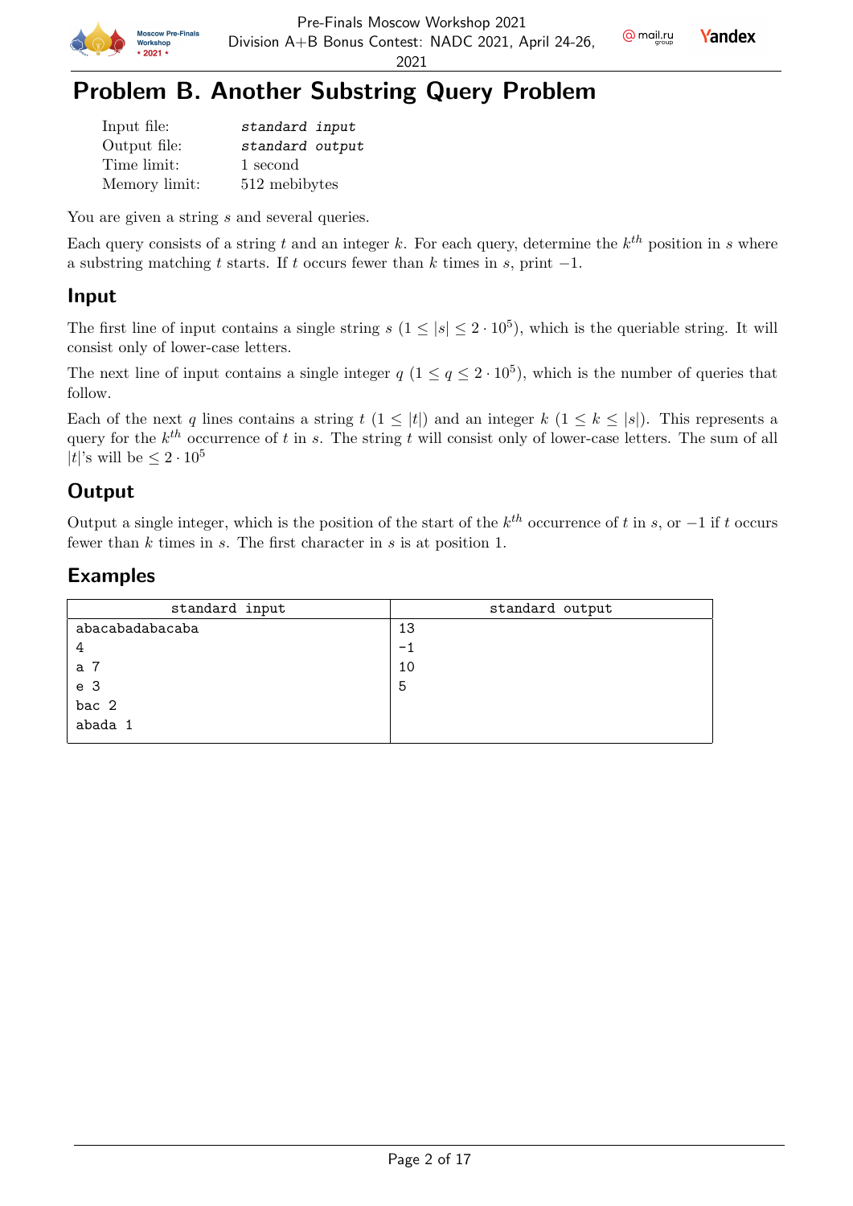# Problem B. Another Substring Query Problem

| | |
|---|---|
| Input file: | *standard input* |
| Output file: | *standard output* |
| Time limit: | 1 second |
| Memory limit: | 512 mebibytes |

You are given a string $s$ and several queries.

Each query consists of a string $t$ and an integer $k$. For each query, determine the $k^{th}$ position in $s$ where a substring matching $t$ starts. If $t$ occurs fewer than $k$ times in $s$, print $-1$.

## Input

The first line of input contains a single string $s$ ($1 \le |s| \le 2 \cdot 10^5$), which is the queriable string. It will consist only of lower-case letters.

The next line of input contains a single integer $q$ ($1 \le q \le 2 \cdot 10^5$), which is the number of queries that follow.

Each of the next $q$ lines contains a string $t$ ($1 \le |t|$) and an integer $k$ ($1 \le k \le |s|$). This represents a query for the $k^{th}$ occurrence of $t$ in $s$. The string $t$ will consist only of lower-case letters. The sum of all $|t|$'s will be $\le 2 \cdot 10^5$

## Output

Output a single integer, which is the position of the start of the $k^{th}$ occurrence of $t$ in $s$, or $-1$ if $t$ occurs fewer than $k$ times in $s$. The first character in $s$ is at position 1.

## Examples

| standard input | standard output |
|---|---|
| abacabadabacaba<br>4<br>a 7<br>e 3<br>bac 2<br>abada 1 | 13<br>-1<br>10<br>5 |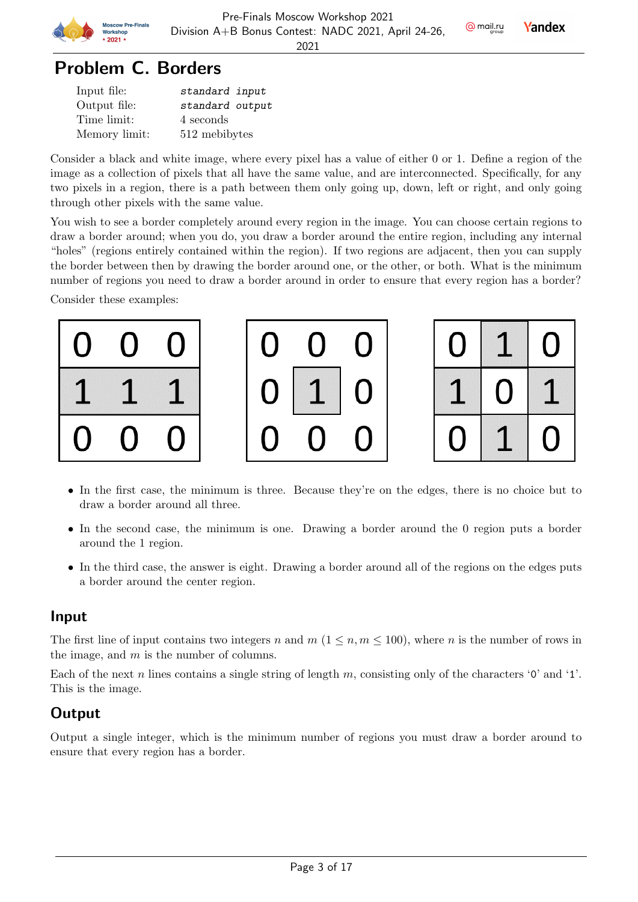# Problem C. Borders

| | |
|---|---|
| Input file: | *standard input* |
| Output file: | *standard output* |
| Time limit: | 4 seconds |
| Memory limit: | 512 mebibytes |

Consider a black and white image, where every pixel has a value of either 0 or 1. Define a region of the image as a collection of pixels that all have the same value, and are interconnected. Specifically, for any two pixels in a region, there is a path between them only going up, down, left or right, and only going through other pixels with the same value.

You wish to see a border completely around every region in the image. You can choose certain regions to draw a border around; when you do, you draw a border around the entire region, including any internal "holes" (regions entirely contained within the region). If two regions are adjacent, then you can supply the border between then by drawing the border around one, or the other, or both. What is the minimum number of regions you need to draw a border around in order to ensure that every region has a border?

Consider these examples:

| 0 | 0 | 0 |
|---|---|---|
| 1 | 1 | 1 |
| 0 | 0 | 0 |

| 0 | 0 | 0 |
|---|---|---|
| 0 | 1 | 0 |
| 0 | 0 | 0 |

| 0 | 1 | 0 |
|---|---|---|
| 1 | 0 | 1 |
| 0 | 1 | 0 |

- In the first case, the minimum is three. Because they're on the edges, there is no choice but to draw a border around all three.
- In the second case, the minimum is one. Drawing a border around the 0 region puts a border around the 1 region.
- In the third case, the answer is eight. Drawing a border around all of the regions on the edges puts a border around the center region.

## Input

The first line of input contains two integers $n$ and $m$ ($1 \le n, m \le 100$), where $n$ is the number of rows in the image, and $m$ is the number of columns.

Each of the next $n$ lines contains a single string of length $m$, consisting only of the characters '0' and '1'. This is the image.

## Output

Output a single integer, which is the minimum number of regions you must draw a border around to ensure that every region has a border.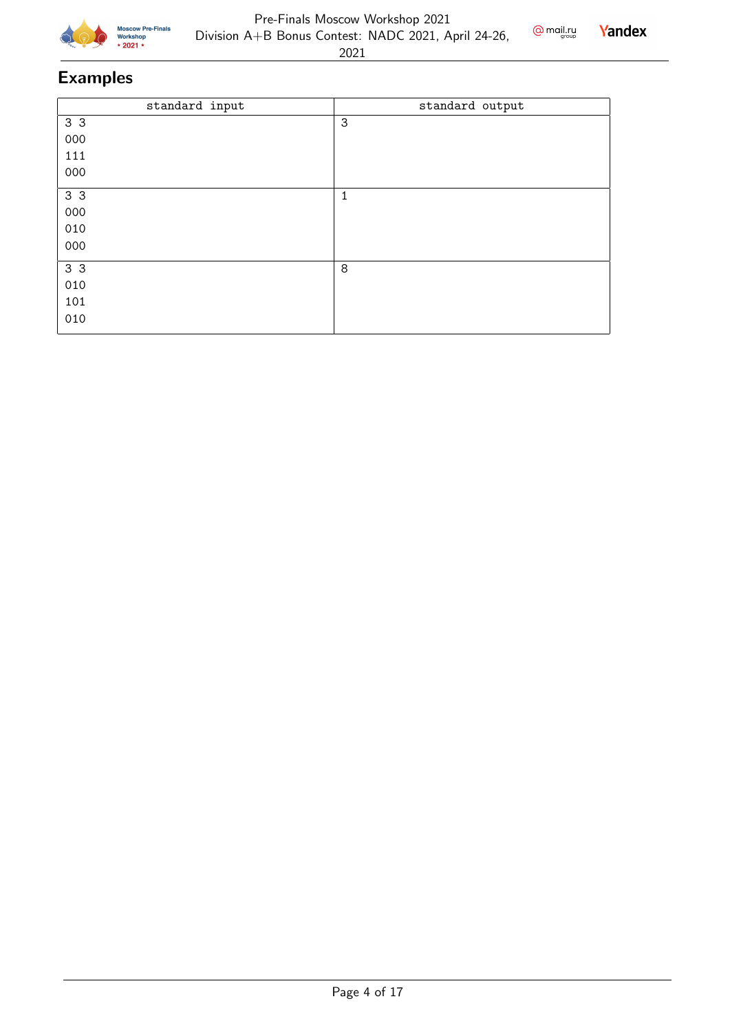## Examples

| standard input | standard output |
| --- | --- |
| 3 3<br>000<br>111<br>000 | 3 |
| 3 3<br>000<br>010<br>000 | 1 |
| 3 3<br>010<br>101<br>010 | 8 |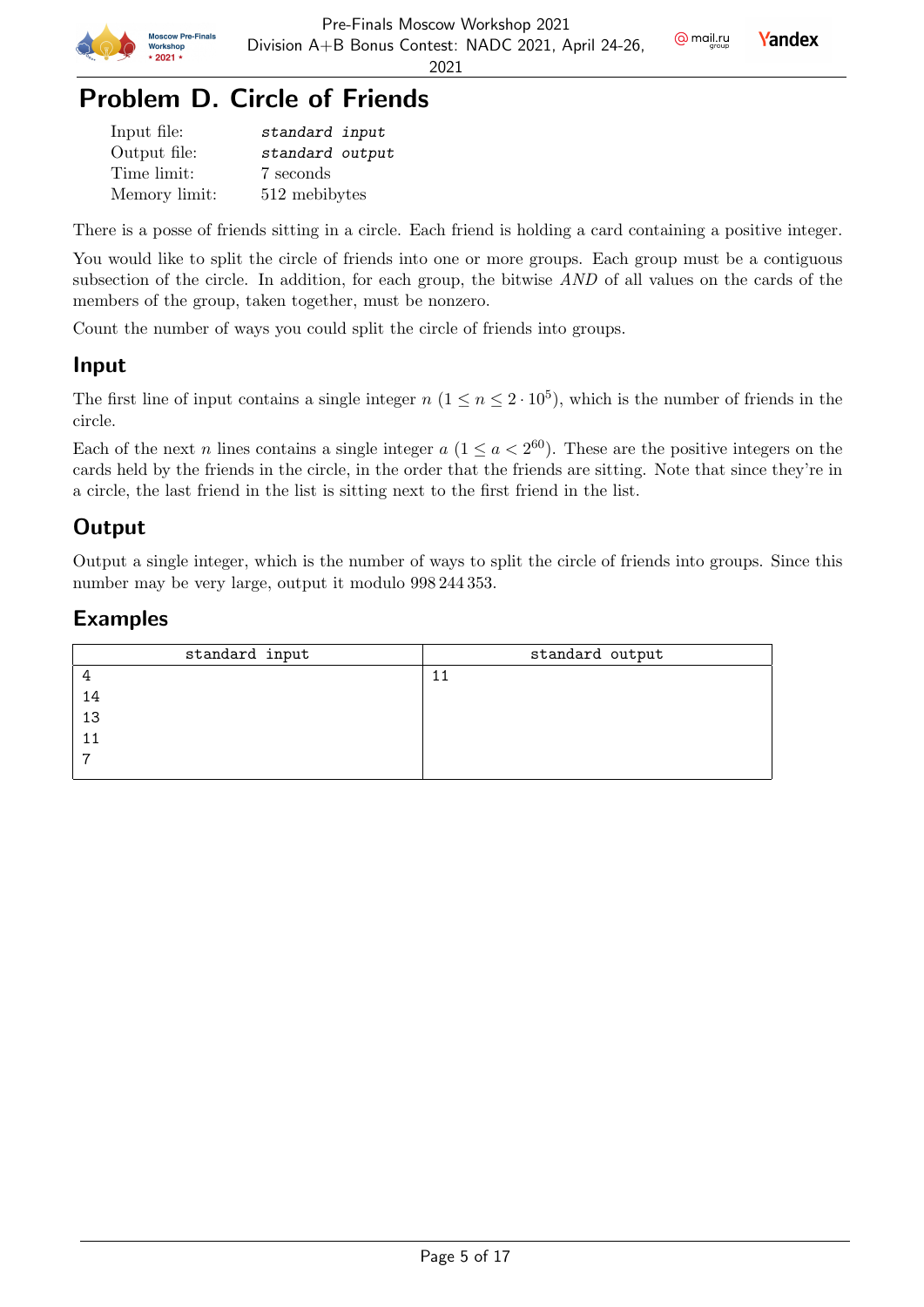# Problem D. Circle of Friends

| | |
|---|---|
| Input file: | *standard input* |
| Output file: | *standard output* |
| Time limit: | 7 seconds |
| Memory limit: | 512 mebibytes |

There is a posse of friends sitting in a circle. Each friend is holding a card containing a positive integer.

You would like to split the circle of friends into one or more groups. Each group must be a contiguous subsection of the circle. In addition, for each group, the bitwise *AND* of all values on the cards of the members of the group, taken together, must be nonzero.

Count the number of ways you could split the circle of friends into groups.

## Input

The first line of input contains a single integer $n$ ($1 \le n \le 2 \cdot 10^5$), which is the number of friends in the circle.

Each of the next $n$ lines contains a single integer $a$ ($1 \le a < 2^{60}$). These are the positive integers on the cards held by the friends in the circle, in the order that the friends are sitting. Note that since they're in a circle, the last friend in the list is sitting next to the first friend in the list.

## Output

Output a single integer, which is the number of ways to split the circle of friends into groups. Since this number may be very large, output it modulo 998 244 353.

## Examples

| standard input | standard output |
|---|---|
| 4<br>14<br>13<br>11<br>7 | 11 |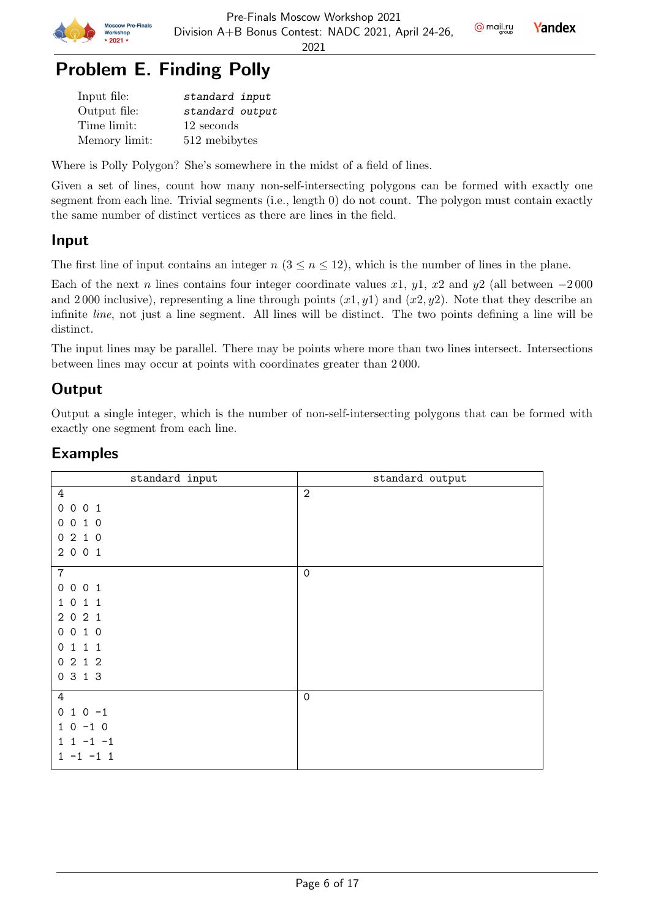# Problem E. Finding Polly

| | |
|---|---|
| Input file: | *standard input* |
| Output file: | *standard output* |
| Time limit: | 12 seconds |
| Memory limit: | 512 mebibytes |

Where is Polly Polygon? She's somewhere in the midst of a field of lines.

Given a set of lines, count how many non-self-intersecting polygons can be formed with exactly one segment from each line. Trivial segments (i.e., length 0) do not count. The polygon must contain exactly the same number of distinct vertices as there are lines in the field.

## Input

The first line of input contains an integer $n$ ($3 \le n \le 12$), which is the number of lines in the plane.

Each of the next $n$ lines contains four integer coordinate values $x1$, $y1$, $x2$ and $y2$ (all between $-2\,000$ and $2\,000$ inclusive), representing a line through points $(x1, y1)$ and $(x2, y2)$. Note that they describe an infinite *line*, not just a line segment. All lines will be distinct. The two points defining a line will be distinct.

The input lines may be parallel. There may be points where more than two lines intersect. Intersections between lines may occur at points with coordinates greater than $2\,000$.

## Output

Output a single integer, which is the number of non-self-intersecting polygons that can be formed with exactly one segment from each line.

## Examples

| standard input | standard output |
|---|---|
| 4<br>0 0 0 1<br>0 0 1 0<br>0 2 1 0<br>2 0 0 1 | 2 |
| 7<br>0 0 0 1<br>1 0 1 1<br>2 0 2 1<br>0 0 1 0<br>0 1 1 1<br>0 2 1 2<br>0 3 1 3 | 0 |
| 4<br>0 1 0 -1<br>1 0 -1 0<br>1 1 -1 -1<br>1 -1 -1 1 | 0 |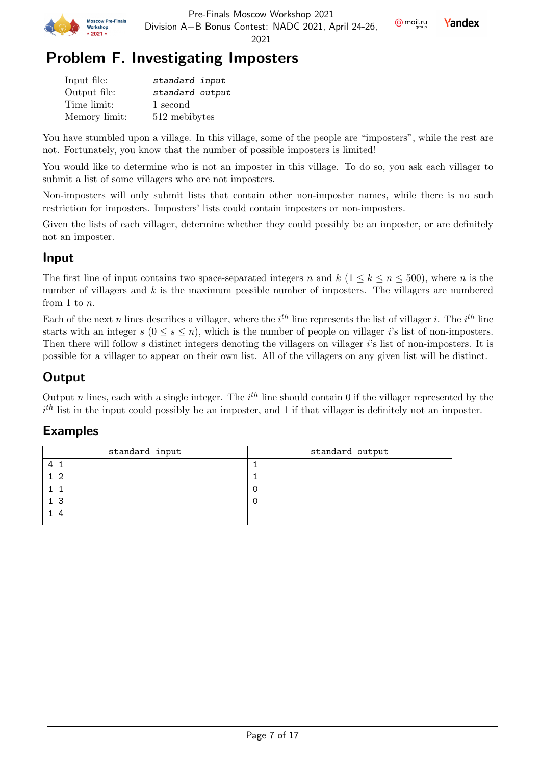# Problem F. Investigating Imposters

| | |
|---|---|
| Input file: | *standard input* |
| Output file: | *standard output* |
| Time limit: | 1 second |
| Memory limit: | 512 mebibytes |

You have stumbled upon a village. In this village, some of the people are "imposters", while the rest are not. Fortunately, you know that the number of possible imposters is limited!

You would like to determine who is not an imposter in this village. To do so, you ask each villager to submit a list of some villagers who are not imposters.

Non-imposters will only submit lists that contain other non-imposter names, while there is no such restriction for imposters. Imposters' lists could contain imposters or non-imposters.

Given the lists of each villager, determine whether they could possibly be an imposter, or are definitely not an imposter.

## Input

The first line of input contains two space-separated integers $n$ and $k$ ($1 \le k \le n \le 500$), where $n$ is the number of villagers and $k$ is the maximum possible number of imposters. The villagers are numbered from 1 to $n$.

Each of the next $n$ lines describes a villager, where the $i^{th}$ line represents the list of villager $i$. The $i^{th}$ line starts with an integer $s$ ($0 \le s \le n$), which is the number of people on villager $i$'s list of non-imposters. Then there will follow $s$ distinct integers denoting the villagers on villager $i$'s list of non-imposters. It is possible for a villager to appear on their own list. All of the villagers on any given list will be distinct.

## Output

Output $n$ lines, each with a single integer. The $i^{th}$ line should contain 0 if the villager represented by the $i^{th}$ list in the input could possibly be an imposter, and 1 if that villager is definitely not an imposter.

## Examples

| standard input | standard output |
|---|---|
| 4 1<br>1 2<br>1 1<br>1 3<br>1 4 | 1<br>1<br>0<br>0 |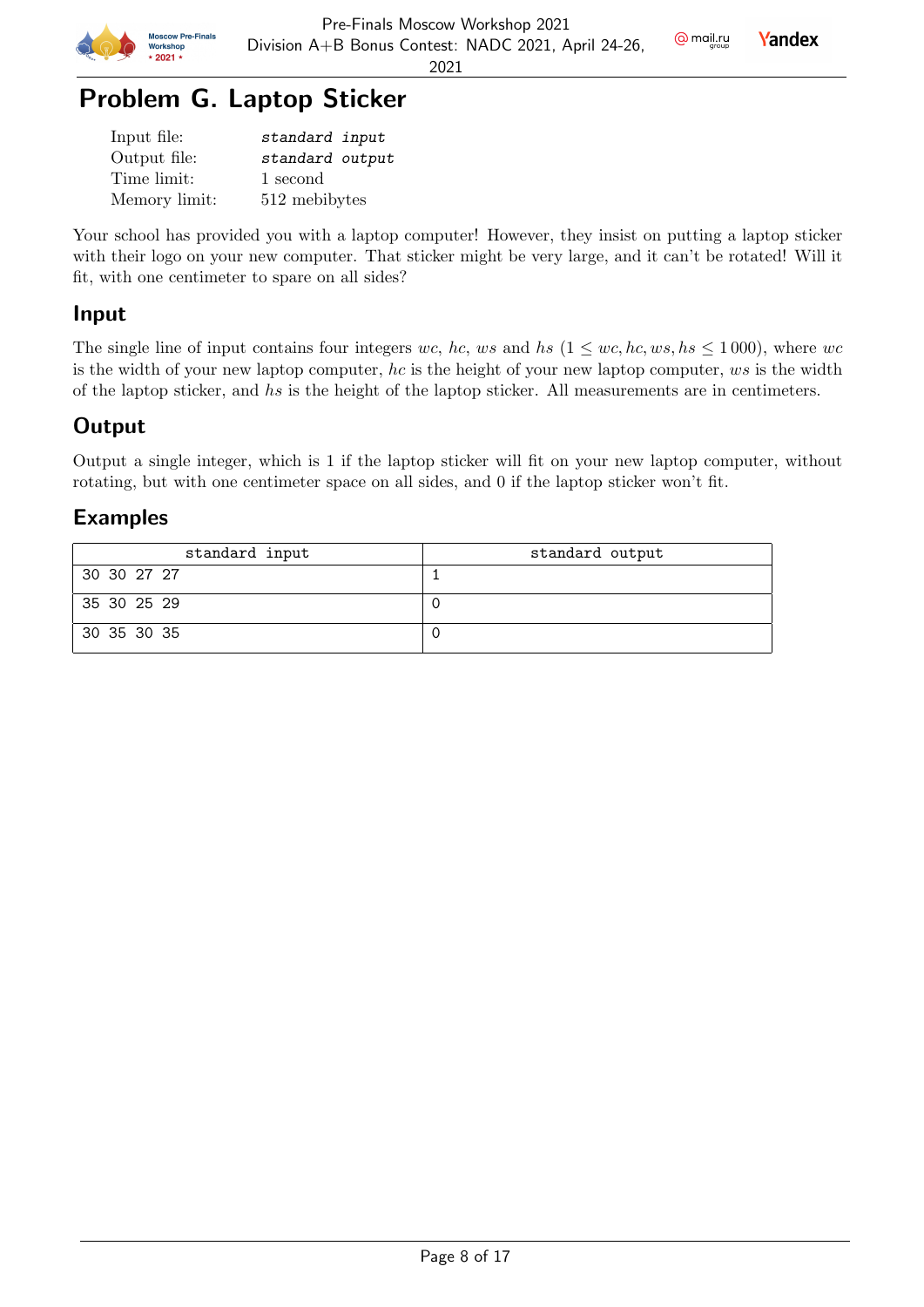# Problem G. Laptop Sticker

| | |
|---|---|
| Input file: | *standard input* |
| Output file: | *standard output* |
| Time limit: | 1 second |
| Memory limit: | 512 mebibytes |

Your school has provided you with a laptop computer! However, they insist on putting a laptop sticker with their logo on your new computer. That sticker might be very large, and it can't be rotated! Will it fit, with one centimeter to spare on all sides?

## Input

The single line of input contains four integers $wc$, $hc$, $ws$ and $hs$ ($1 \le wc, hc, ws, hs \le 1\,000$), where $wc$ is the width of your new laptop computer, $hc$ is the height of your new laptop computer, $ws$ is the width of the laptop sticker, and $hs$ is the height of the laptop sticker. All measurements are in centimeters.

## Output

Output a single integer, which is 1 if the laptop sticker will fit on your new laptop computer, without rotating, but with one centimeter space on all sides, and 0 if the laptop sticker won't fit.

## Examples

| standard input | standard output |
|---|---|
| 30 30 27 27 | 1 |
| 35 30 25 29 | 0 |
| 30 35 30 35 | 0 |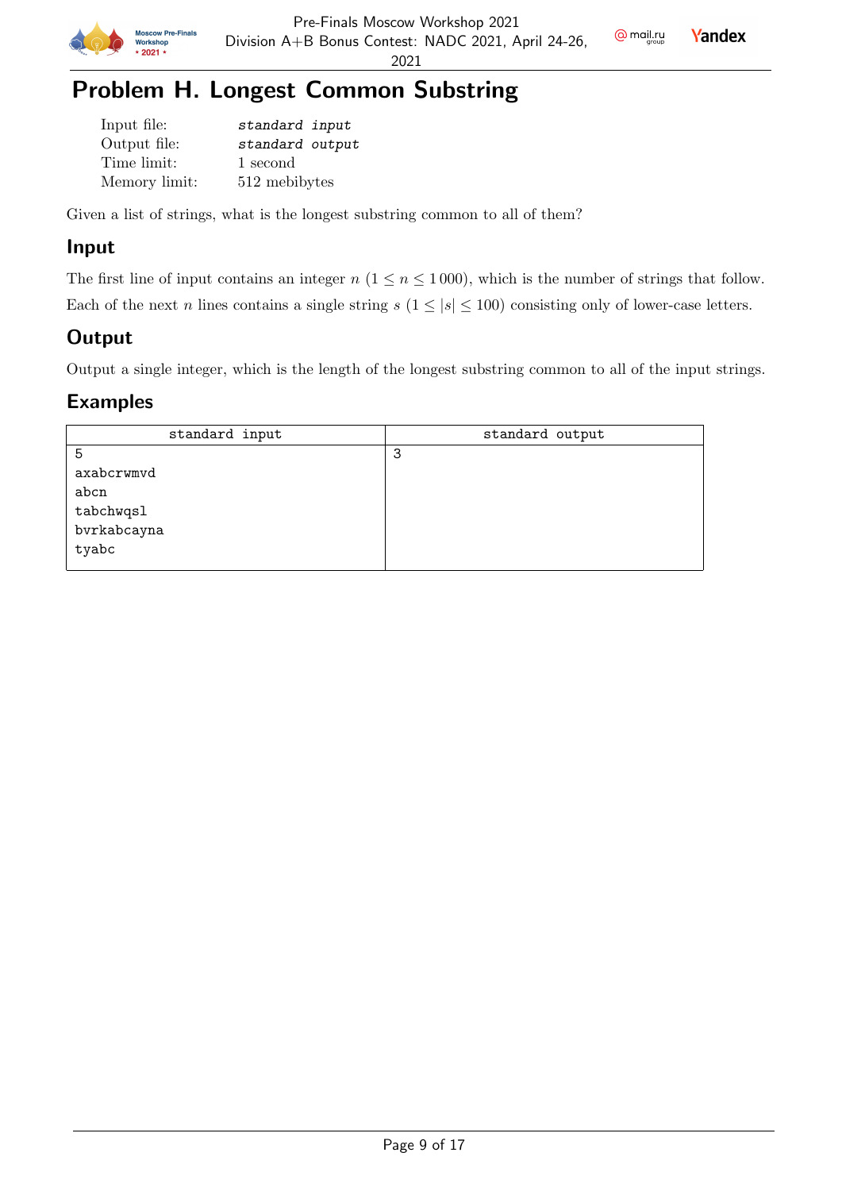# Problem H. Longest Common Substring

| | |
|---|---|
| Input file: | *standard input* |
| Output file: | *standard output* |
| Time limit: | 1 second |
| Memory limit: | 512 mebibytes |

Given a list of strings, what is the longest substring common to all of them?

## Input

The first line of input contains an integer $n$ ($1 \le n \le 1\,000$), which is the number of strings that follow.

Each of the next $n$ lines contains a single string $s$ ($1 \le |s| \le 100$) consisting only of lower-case letters.

## Output

Output a single integer, which is the length of the longest substring common to all of the input strings.

## Examples

| standard input | standard output |
|---|---|
| 5<br>axabcrwmvd<br>abcn<br>tabchwqsl<br>bvrkabcayna<br>tyabc | 3 |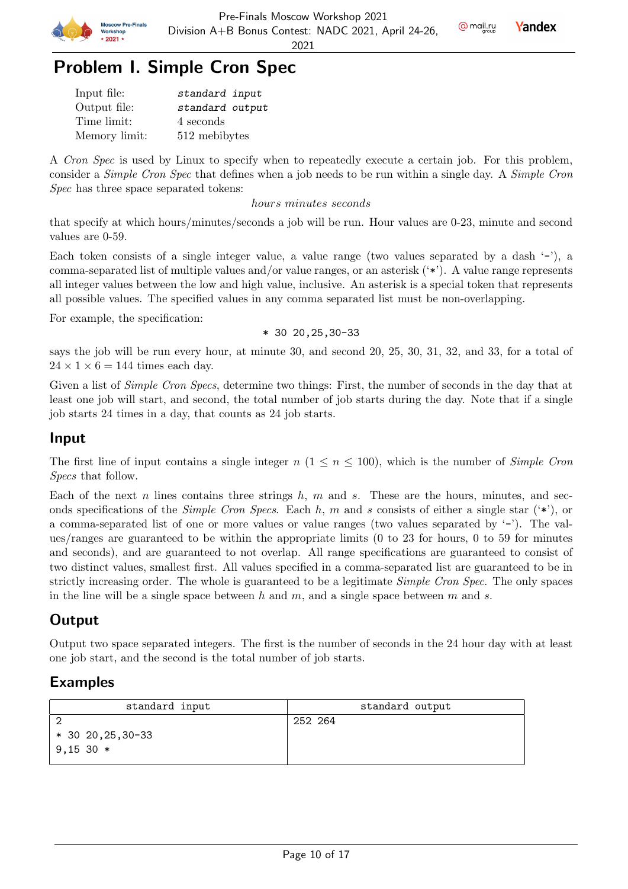# Problem I. Simple Cron Spec

| | |
|---|---|
| Input file: | *standard input* |
| Output file: | *standard output* |
| Time limit: | 4 seconds |
| Memory limit: | 512 mebibytes |

A *Cron Spec* is used by Linux to specify when to repeatedly execute a certain job. For this problem, consider a *Simple Cron Spec* that defines when a job needs to be run within a single day. A *Simple Cron Spec* has three space separated tokens:

*hours minutes seconds*

that specify at which hours/minutes/seconds a job will be run. Hour values are 0-23, minute and second values are 0-59.

Each token consists of a single integer value, a value range (two values separated by a dash '-'), a comma-separated list of multiple values and/or value ranges, or an asterisk ('*'). A value range represents all integer values between the low and high value, inclusive. An asterisk is a special token that represents all possible values. The specified values in any comma separated list must be non-overlapping.

For example, the specification:

`* 30 20,25,30-33`

says the job will be run every hour, at minute 30, and second 20, 25, 30, 31, 32, and 33, for a total of $24 \times 1 \times 6 = 144$ times each day.

Given a list of *Simple Cron Specs*, determine two things: First, the number of seconds in the day that at least one job will start, and second, the total number of job starts during the day. Note that if a single job starts 24 times in a day, that counts as 24 job starts.

## Input

The first line of input contains a single integer $n$ ($1 \le n \le 100$), which is the number of *Simple Cron Specs* that follow.

Each of the next $n$ lines contains three strings $h$, $m$ and $s$. These are the hours, minutes, and seconds specifications of the *Simple Cron Specs*. Each $h$, $m$ and $s$ consists of either a single star ('*'), or a comma-separated list of one or more values or value ranges (two values separated by '-'). The values/ranges are guaranteed to be within the appropriate limits (0 to 23 for hours, 0 to 59 for minutes and seconds), and are guaranteed to not overlap. All range specifications are guaranteed to consist of two distinct values, smallest first. All values specified in a comma-separated list are guaranteed to be in strictly increasing order. The whole is guaranteed to be a legitimate *Simple Cron Spec*. The only spaces in the line will be a single space between $h$ and $m$, and a single space between $m$ and $s$.

## Output

Output two space separated integers. The first is the number of seconds in the 24 hour day with at least one job start, and the second is the total number of job starts.

## Examples

| standard input | standard output |
|---|---|
| 2<br>* 30 20,25,30-33<br>9,15 30 * | 252 264 |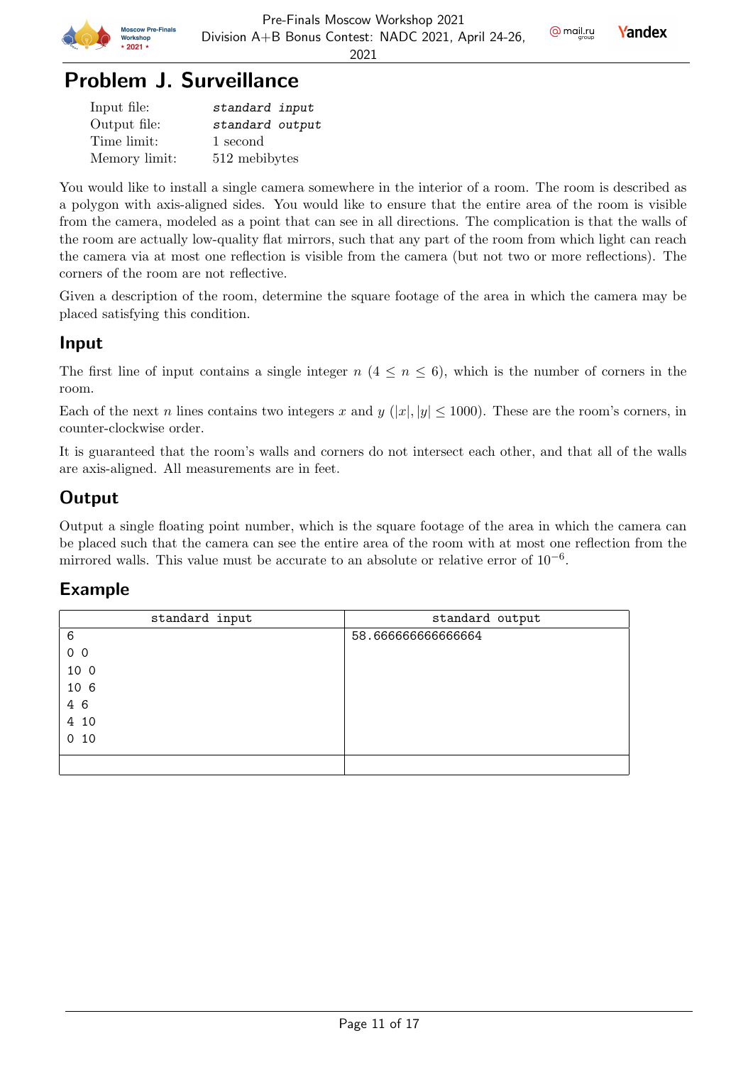# Problem J. Surveillance

| | |
|---|---|
| Input file: | *standard input* |
| Output file: | *standard output* |
| Time limit: | 1 second |
| Memory limit: | 512 mebibytes |

You would like to install a single camera somewhere in the interior of a room. The room is described as a polygon with axis-aligned sides. You would like to ensure that the entire area of the room is visible from the camera, modeled as a point that can see in all directions. The complication is that the walls of the room are actually low-quality flat mirrors, such that any part of the room from which light can reach the camera via at most one reflection is visible from the camera (but not two or more reflections). The corners of the room are not reflective.

Given a description of the room, determine the square footage of the area in which the camera may be placed satisfying this condition.

## Input

The first line of input contains a single integer $n$ ($4 \le n \le 6$), which is the number of corners in the room.

Each of the next $n$ lines contains two integers $x$ and $y$ ($|x|, |y| \le 1000$). These are the room's corners, in counter-clockwise order.

It is guaranteed that the room's walls and corners do not intersect each other, and that all of the walls are axis-aligned. All measurements are in feet.

## Output

Output a single floating point number, which is the square footage of the area in which the camera can be placed such that the camera can see the entire area of the room with at most one reflection from the mirrored walls. This value must be accurate to an absolute or relative error of $10^{-6}$.

## Example

| standard input | standard output |
|---|---|
| 6<br>0 0<br>10 0<br>10 6<br>4 6<br>4 10<br>0 10 | 58.666666666666664 |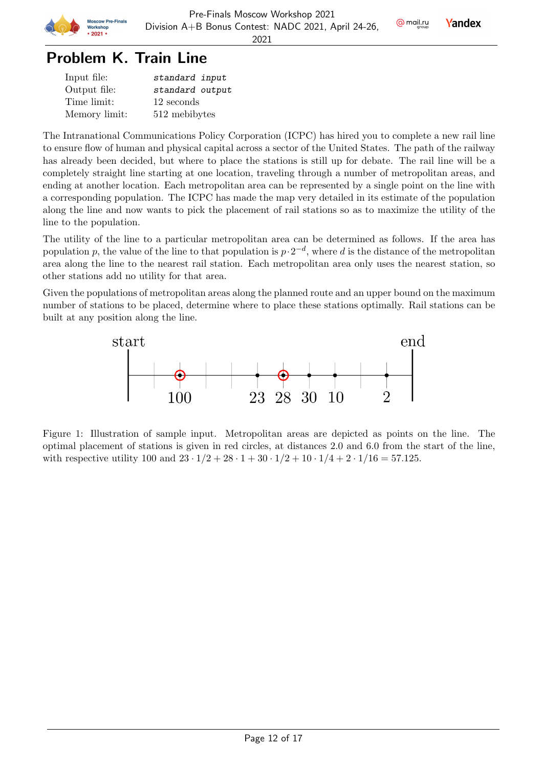# Problem K. Train Line

| | |
|---|---|
| Input file: | *standard input* |
| Output file: | *standard output* |
| Time limit: | 12 seconds |
| Memory limit: | 512 mebibytes |

The Intranational Communications Policy Corporation (ICPC) has hired you to complete a new rail line to ensure flow of human and physical capital across a sector of the United States. The path of the railway has already been decided, but where to place the stations is still up for debate. The rail line will be a completely straight line starting at one location, traveling through a number of metropolitan areas, and ending at another location. Each metropolitan area can be represented by a single point on the line with a corresponding population. The ICPC has made the map very detailed in its estimate of the population along the line and now wants to pick the placement of rail stations so as to maximize the utility of the line to the population.

The utility of the line to a particular metropolitan area can be determined as follows. If the area has population $p$, the value of the line to that population is $p \cdot 2^{-d}$, where $d$ is the distance of the metropolitan area along the line to the nearest rail station. Each metropolitan area only uses the nearest station, so other stations add no utility for that area.

Given the populations of metropolitan areas along the planned route and an upper bound on the maximum number of stations to be placed, determine where to place these stations optimally. Rail stations can be built at any position along the line.

Figure 1: Illustration of sample input. Metropolitan areas are depicted as points on the line. The optimal placement of stations is given in red circles, at distances 2.0 and 6.0 from the start of the line, with respective utility 100 and $23 \cdot 1/2 + 28 \cdot 1 + 30 \cdot 1/2 + 10 \cdot 1/4 + 2 \cdot 1/16 = 57.125$.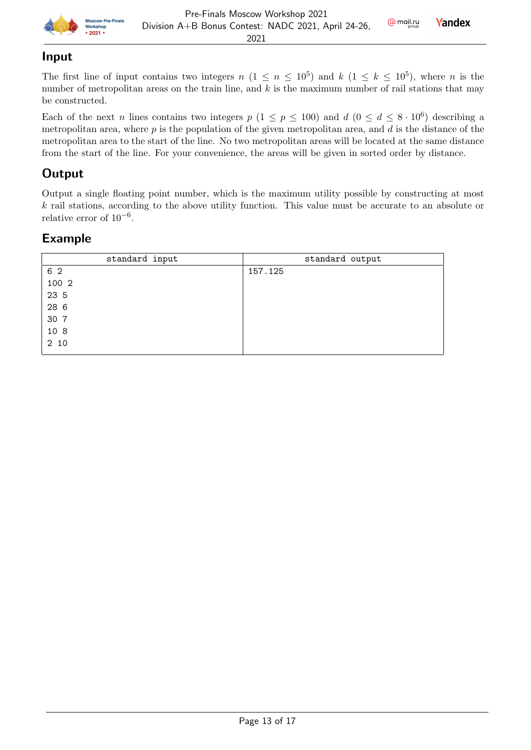## Input

The first line of input contains two integers $n$ ($1 \le n \le 10^5$) and $k$ ($1 \le k \le 10^5$), where $n$ is the number of metropolitan areas on the train line, and $k$ is the maximum number of rail stations that may be constructed.

Each of the next $n$ lines contains two integers $p$ ($1 \le p \le 100$) and $d$ ($0 \le d \le 8 \cdot 10^6$) describing a metropolitan area, where $p$ is the population of the given metropolitan area, and $d$ is the distance of the metropolitan area to the start of the line. No two metropolitan areas will be located at the same distance from the start of the line. For your convenience, the areas will be given in sorted order by distance.

## Output

Output a single floating point number, which is the maximum utility possible by constructing at most $k$ rail stations, according to the above utility function. This value must be accurate to an absolute or relative error of $10^{-6}$.

## Example

| standard input | standard output |
|---|---|
| 6 2<br>100 2<br>23 5<br>28 6<br>30 7<br>10 8<br>2 10 | 157.125 |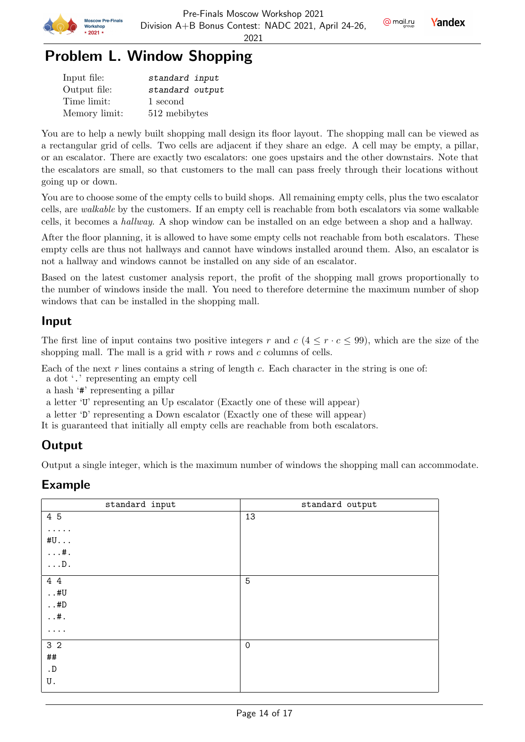# Problem L. Window Shopping

| | |
|---|---|
| Input file: | *standard input* |
| Output file: | *standard output* |
| Time limit: | 1 second |
| Memory limit: | 512 mebibytes |

You are to help a newly built shopping mall design its floor layout. The shopping mall can be viewed as a rectangular grid of cells. Two cells are adjacent if they share an edge. A cell may be empty, a pillar, or an escalator. There are exactly two escalators: one goes upstairs and the other downstairs. Note that the escalators are small, so that customers to the mall can pass freely through their locations without going up or down.

You are to choose some of the empty cells to build shops. All remaining empty cells, plus the two escalator cells, are *walkable* by the customers. If an empty cell is reachable from both escalators via some walkable cells, it becomes a *hallway*. A shop window can be installed on an edge between a shop and a hallway.

After the floor planning, it is allowed to have some empty cells not reachable from both escalators. These empty cells are thus not hallways and cannot have windows installed around them. Also, an escalator is not a hallway and windows cannot be installed on any side of an escalator.

Based on the latest customer analysis report, the profit of the shopping mall grows proportionally to the number of windows inside the mall. You need to therefore determine the maximum number of shop windows that can be installed in the shopping mall.

## Input

The first line of input contains two positive integers $r$ and $c$ ($4 \le r \cdot c \le 99$), which are the size of the shopping mall. The mall is a grid with $r$ rows and $c$ columns of cells.

Each of the next $r$ lines contains a string of length $c$. Each character in the string is one of:

- a dot '.' representing an empty cell
- a hash '#' representing a pillar
- a letter 'U' representing an Up escalator (Exactly one of these will appear)
- a letter 'D' representing a Down escalator (Exactly one of these will appear)

It is guaranteed that initially all empty cells are reachable from both escalators.

## Output

Output a single integer, which is the maximum number of windows the shopping mall can accommodate.

## Example

| standard input | standard output |
|---|---|
| 4 5<br>.....<br>#U...<br>...#.<br>...D. | 13 |
| 4 4<br>..#U<br>..#D<br>..#.<br>.... | 5 |
| 3 2<br>##<br>.D<br>U. | 0 |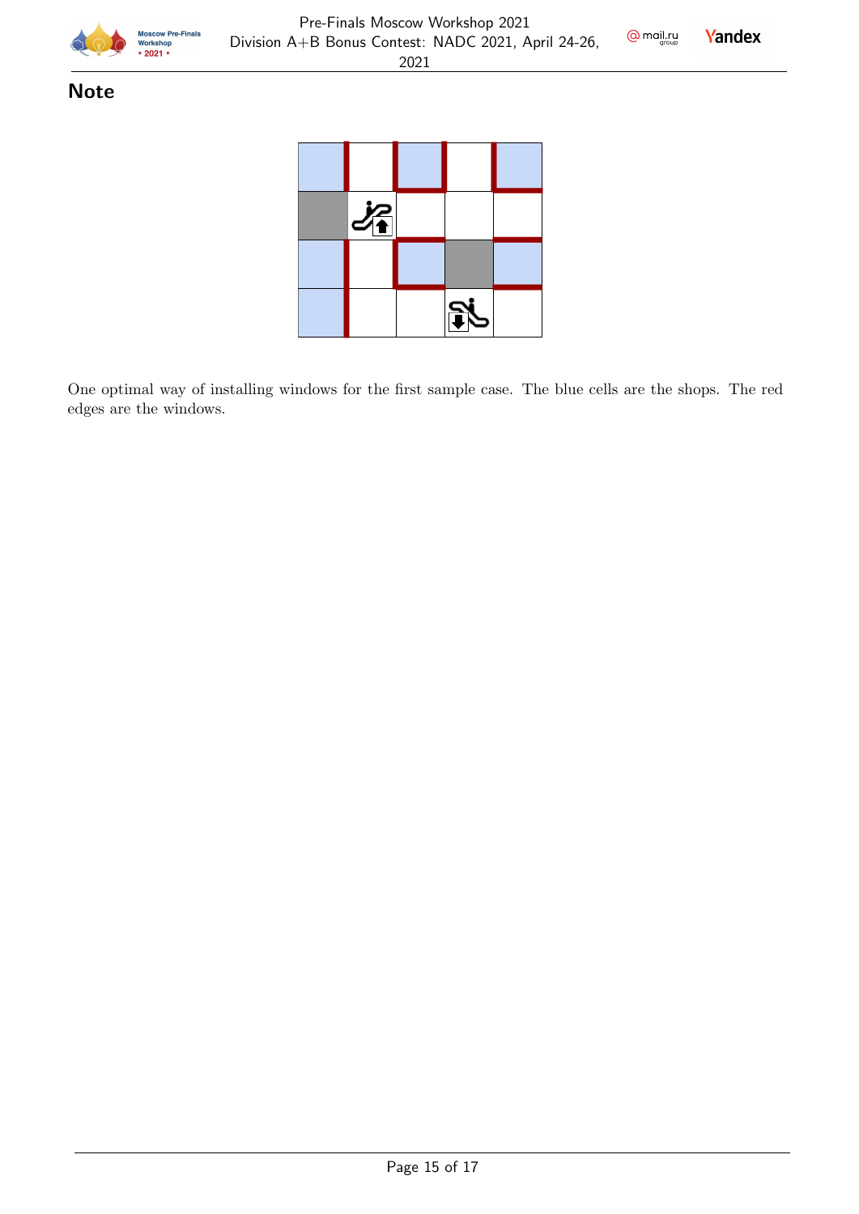## Note

One optimal way of installing windows for the first sample case. The blue cells are the shops. The red edges are the windows.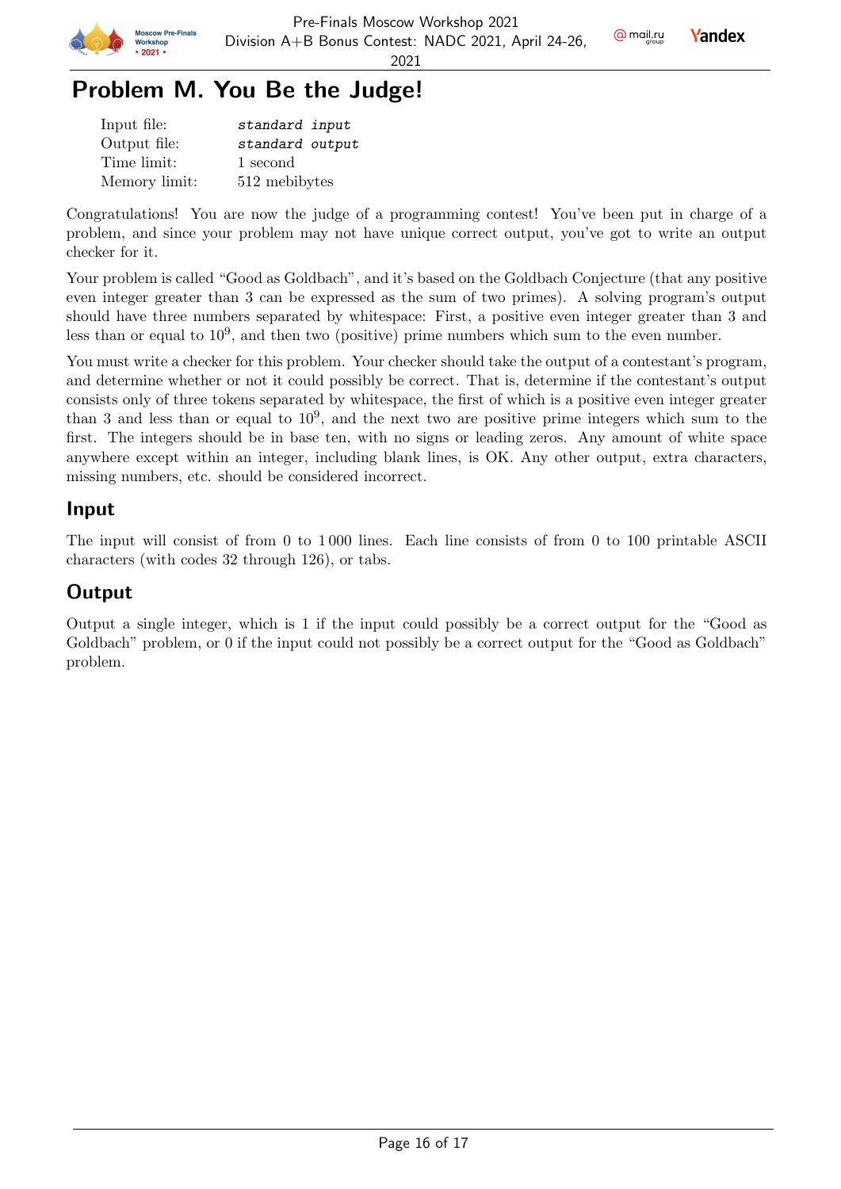# Problem M. You Be the Judge!

| | |
|---|---|
| Input file: | *standard input* |
| Output file: | *standard output* |
| Time limit: | 1 second |
| Memory limit: | 512 mebibytes |

Congratulations! You are now the judge of a programming contest! You've been put in charge of a problem, and since your problem may not have unique correct output, you've got to write an output checker for it.

Your problem is called "Good as Goldbach", and it's based on the Goldbach Conjecture (that any positive even integer greater than 3 can be expressed as the sum of two primes). A solving program's output should have three numbers separated by whitespace: First, a positive even integer greater than 3 and less than or equal to $10^9$, and then two (positive) prime numbers which sum to the even number.

You must write a checker for this problem. Your checker should take the output of a contestant's program, and determine whether or not it could possibly be correct. That is, determine if the contestant's output consists only of three tokens separated by whitespace, the first of which is a positive even integer greater than 3 and less than or equal to $10^9$, and the next two are positive prime integers which sum to the first. The integers should be in base ten, with no signs or leading zeros. Any amount of white space anywhere except within an integer, including blank lines, is OK. Any other output, extra characters, missing numbers, etc. should be considered incorrect.

## Input

The input will consist of from 0 to 1 000 lines. Each line consists of from 0 to 100 printable ASCII characters (with codes 32 through 126), or tabs.

## Output

Output a single integer, which is 1 if the input could possibly be a correct output for the "Good as Goldbach" problem, or 0 if the input could not possibly be a correct output for the "Good as Goldbach" problem.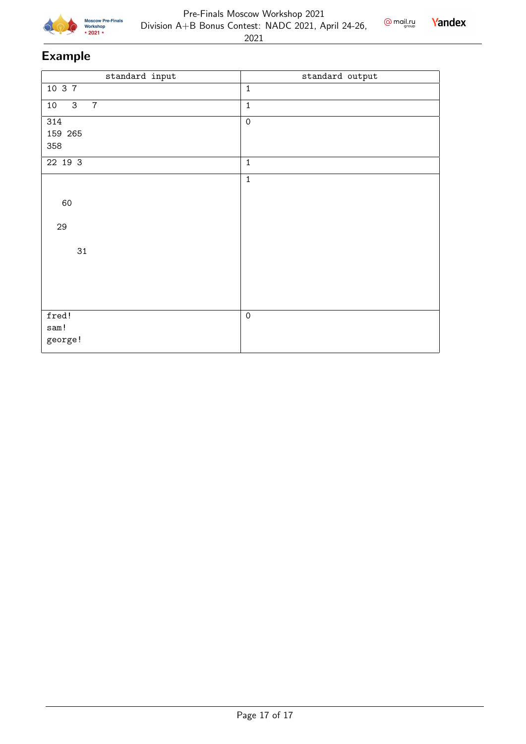## Example

| standard input | standard output |
|---|---|
| 10 3 7 | 1 |
| 10 &nbsp;&nbsp; 3 &nbsp;&nbsp; 7 | 1 |
| 314<br>159 265<br>358 | 0 |
| 22 19 3 | 1 |
| <br><br>&nbsp;&nbsp;60<br><br>&nbsp;29<br><br>&nbsp;&nbsp;&nbsp;&nbsp;31<br><br><br><br> | 1 |
| fred!<br>sam!<br>george! | 0 |